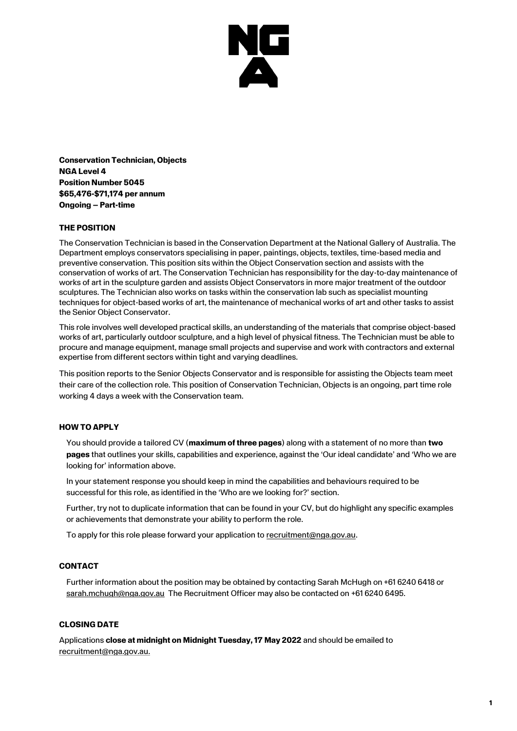**Conservation Technician, Objects**
**NGA Level 4**
**Position Number 5045**
**$65,476-$71,174 per annum**
**Ongoing – Part-time**

## THE POSITION

The Conservation Technician is based in the Conservation Department at the National Gallery of Australia. The Department employs conservators specialising in paper, paintings, objects, textiles, time-based media and preventive conservation. This position sits within the Object Conservation section and assists with the conservation of works of art. The Conservation Technician has responsibility for the day-to-day maintenance of works of art in the sculpture garden and assists Object Conservators in more major treatment of the outdoor sculptures. The Technician also works on tasks within the conservation lab such as specialist mounting techniques for object-based works of art, the maintenance of mechanical works of art and other tasks to assist the Senior Object Conservator.

This role involves well developed practical skills, an understanding of the materials that comprise object-based works of art, particularly outdoor sculpture, and a high level of physical fitness. The Technician must be able to procure and manage equipment, manage small projects and supervise and work with contractors and external expertise from different sectors within tight and varying deadlines.

This position reports to the Senior Objects Conservator and is responsible for assisting the Objects team meet their care of the collection role. This position of Conservation Technician, Objects is an ongoing, part time role working 4 days a week with the Conservation team.

## HOW TO APPLY

You should provide a tailored CV (**maximum of three pages**) along with a statement of no more than **two pages** that outlines your skills, capabilities and experience, against the 'Our ideal candidate' and 'Who we are looking for' information above.

In your statement response you should keep in mind the capabilities and behaviours required to be successful for this role, as identified in the 'Who are we looking for?' section.

Further, try not to duplicate information that can be found in your CV, but do highlight any specific examples or achievements that demonstrate your ability to perform the role.

To apply for this role please forward your application to recruitment@nga.gov.au.

## CONTACT

Further information about the position may be obtained by contacting Sarah McHugh on +61 6240 6418 or sarah.mchugh@nga.gov.au The Recruitment Officer may also be contacted on +61 6240 6495.

## CLOSING DATE

Applications **close at midnight on Midnight Tuesday, 17 May 2022** and should be emailed to recruitment@nga.gov.au.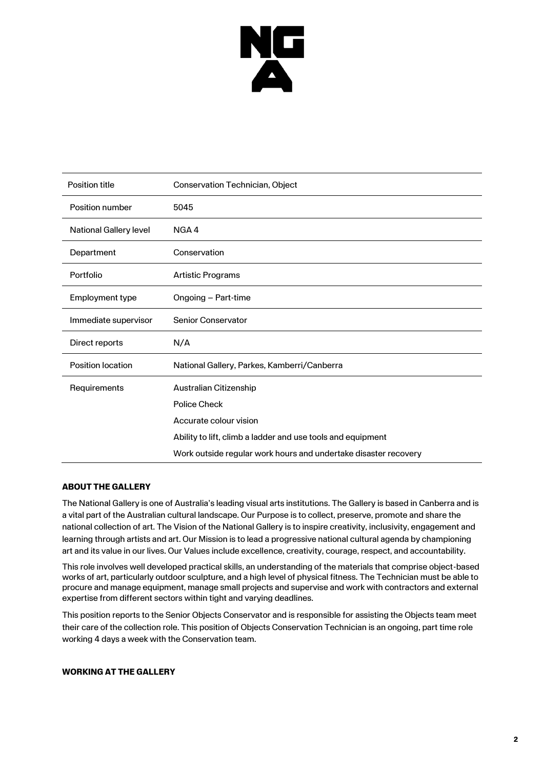| Position title | Conservation Technician, Object |
| --- | --- |
| Position number | 5045 |
| National Gallery level | NGA 4 |
| Department | Conservation |
| Portfolio | Artistic Programs |
| Employment type | Ongoing – Part-time |
| Immediate supervisor | Senior Conservator |
| Direct reports | N/A |
| Position location | National Gallery, Parkes, Kamberri/Canberra |
| Requirements | Australian Citizenship<br>Police Check<br>Accurate colour vision<br>Ability to lift, climb a ladder and use tools and equipment<br>Work outside regular work hours and undertake disaster recovery |

### ABOUT THE GALLERY

The National Gallery is one of Australia's leading visual arts institutions. The Gallery is based in Canberra and is a vital part of the Australian cultural landscape. Our Purpose is to collect, preserve, promote and share the national collection of art. The Vision of the National Gallery is to inspire creativity, inclusivity, engagement and learning through artists and art. Our Mission is to lead a progressive national cultural agenda by championing art and its value in our lives. Our Values include excellence, creativity, courage, respect, and accountability.

This role involves well developed practical skills, an understanding of the materials that comprise object-based works of art, particularly outdoor sculpture, and a high level of physical fitness. The Technician must be able to procure and manage equipment, manage small projects and supervise and work with contractors and external expertise from different sectors within tight and varying deadlines.

This position reports to the Senior Objects Conservator and is responsible for assisting the Objects team meet their care of the collection role. This position of Objects Conservation Technician is an ongoing, part time role working 4 days a week with the Conservation team.

### WORKING AT THE GALLERY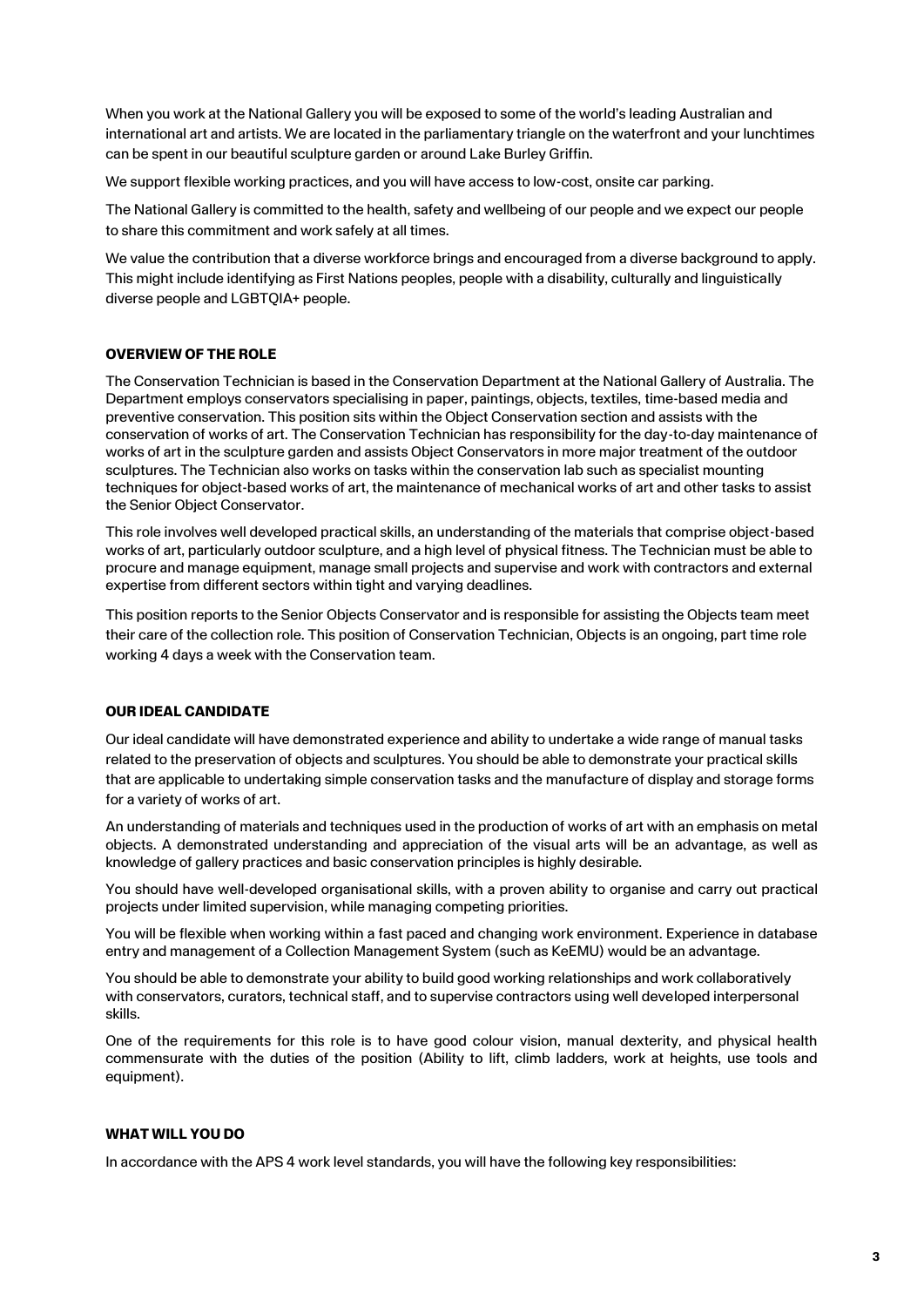When you work at the National Gallery you will be exposed to some of the world's leading Australian and international art and artists. We are located in the parliamentary triangle on the waterfront and your lunchtimes can be spent in our beautiful sculpture garden or around Lake Burley Griffin.

We support flexible working practices, and you will have access to low-cost, onsite car parking.

The National Gallery is committed to the health, safety and wellbeing of our people and we expect our people to share this commitment and work safely at all times.

We value the contribution that a diverse workforce brings and encouraged from a diverse background to apply. This might include identifying as First Nations peoples, people with a disability, culturally and linguistically diverse people and LGBTQIA+ people.

**OVERVIEW OF THE ROLE**

The Conservation Technician is based in the Conservation Department at the National Gallery of Australia. The Department employs conservators specialising in paper, paintings, objects, textiles, time-based media and preventive conservation. This position sits within the Object Conservation section and assists with the conservation of works of art. The Conservation Technician has responsibility for the day-to-day maintenance of works of art in the sculpture garden and assists Object Conservators in more major treatment of the outdoor sculptures. The Technician also works on tasks within the conservation lab such as specialist mounting techniques for object-based works of art, the maintenance of mechanical works of art and other tasks to assist the Senior Object Conservator.

This role involves well developed practical skills, an understanding of the materials that comprise object-based works of art, particularly outdoor sculpture, and a high level of physical fitness. The Technician must be able to procure and manage equipment, manage small projects and supervise and work with contractors and external expertise from different sectors within tight and varying deadlines.

This position reports to the Senior Objects Conservator and is responsible for assisting the Objects team meet their care of the collection role. This position of Conservation Technician, Objects is an ongoing, part time role working 4 days a week with the Conservation team.

**OUR IDEAL CANDIDATE**

Our ideal candidate will have demonstrated experience and ability to undertake a wide range of manual tasks related to the preservation of objects and sculptures. You should be able to demonstrate your practical skills that are applicable to undertaking simple conservation tasks and the manufacture of display and storage forms for a variety of works of art.

An understanding of materials and techniques used in the production of works of art with an emphasis on metal objects. A demonstrated understanding and appreciation of the visual arts will be an advantage, as well as knowledge of gallery practices and basic conservation principles is highly desirable.

You should have well-developed organisational skills, with a proven ability to organise and carry out practical projects under limited supervision, while managing competing priorities.

You will be flexible when working within a fast paced and changing work environment. Experience in database entry and management of a Collection Management System (such as KeEMU) would be an advantage.

You should be able to demonstrate your ability to build good working relationships and work collaboratively with conservators, curators, technical staff, and to supervise contractors using well developed interpersonal skills.

One of the requirements for this role is to have good colour vision, manual dexterity, and physical health commensurate with the duties of the position (Ability to lift, climb ladders, work at heights, use tools and equipment).

**WHAT WILL YOU DO**

In accordance with the APS 4 work level standards, you will have the following key responsibilities: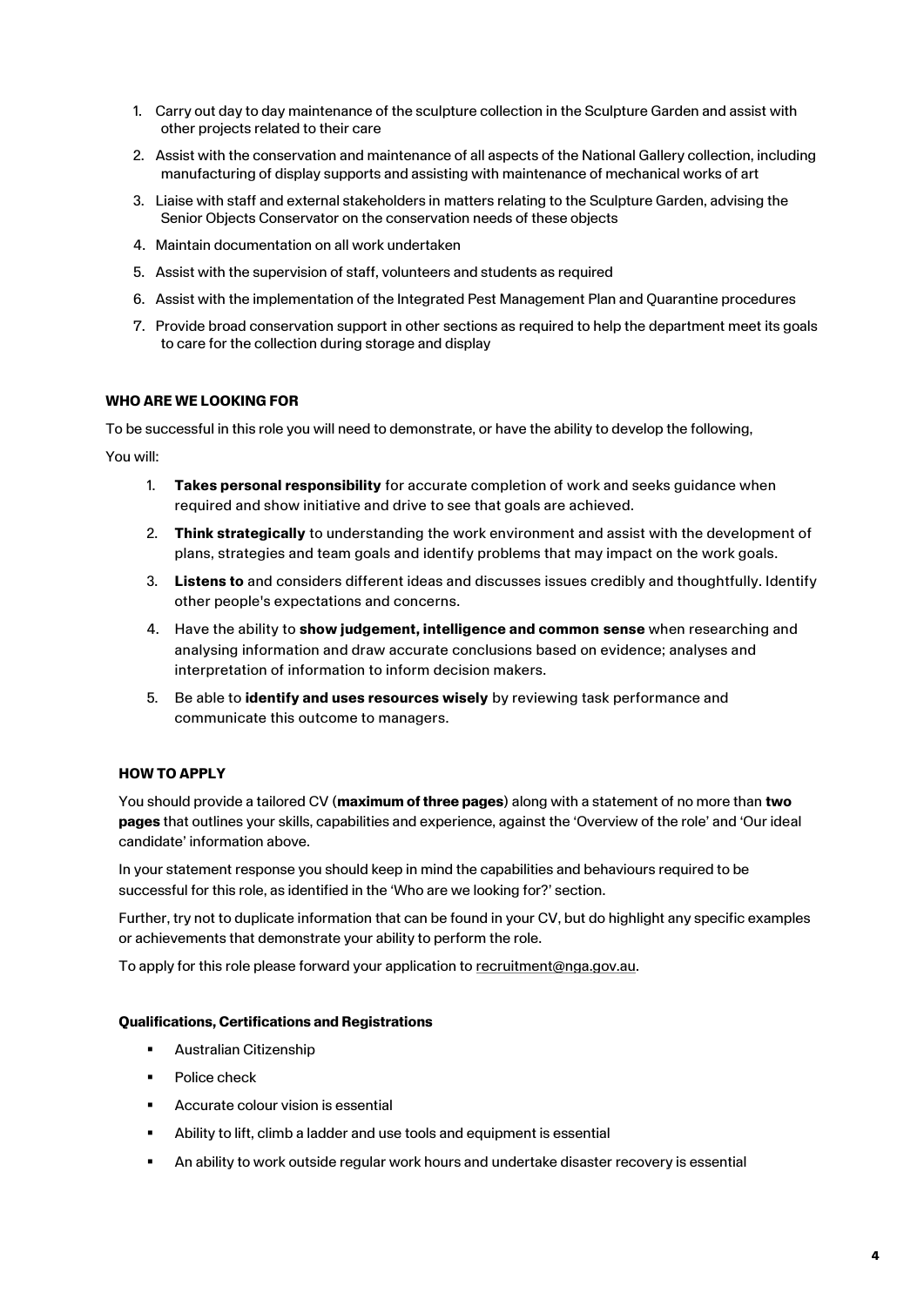1. Carry out day to day maintenance of the sculpture collection in the Sculpture Garden and assist with other projects related to their care
2. Assist with the conservation and maintenance of all aspects of the National Gallery collection, including manufacturing of display supports and assisting with maintenance of mechanical works of art
3. Liaise with staff and external stakeholders in matters relating to the Sculpture Garden, advising the Senior Objects Conservator on the conservation needs of these objects
4. Maintain documentation on all work undertaken
5. Assist with the supervision of staff, volunteers and students as required
6. Assist with the implementation of the Integrated Pest Management Plan and Quarantine procedures
7. Provide broad conservation support in other sections as required to help the department meet its goals to care for the collection during storage and display

**WHO ARE WE LOOKING FOR**

To be successful in this role you will need to demonstrate, or have the ability to develop the following,

You will:

1. **Takes personal responsibility** for accurate completion of work and seeks guidance when required and show initiative and drive to see that goals are achieved.
2. **Think strategically** to understanding the work environment and assist with the development of plans, strategies and team goals and identify problems that may impact on the work goals.
3. **Listens to** and considers different ideas and discusses issues credibly and thoughtfully. Identify other people's expectations and concerns.
4. Have the ability to **show judgement, intelligence and common sense** when researching and analysing information and draw accurate conclusions based on evidence; analyses and interpretation of information to inform decision makers.
5. Be able to **identify and uses resources wisely** by reviewing task performance and communicate this outcome to managers.

**HOW TO APPLY**

You should provide a tailored CV (**maximum of three pages**) along with a statement of no more than **two pages** that outlines your skills, capabilities and experience, against the 'Overview of the role' and 'Our ideal candidate' information above.

In your statement response you should keep in mind the capabilities and behaviours required to be successful for this role, as identified in the 'Who are we looking for?' section.

Further, try not to duplicate information that can be found in your CV, but do highlight any specific examples or achievements that demonstrate your ability to perform the role.

To apply for this role please forward your application to recruitment@nga.gov.au.

**Qualifications, Certifications and Registrations**

- Australian Citizenship
- Police check
- Accurate colour vision is essential
- Ability to lift, climb a ladder and use tools and equipment is essential
- An ability to work outside regular work hours and undertake disaster recovery is essential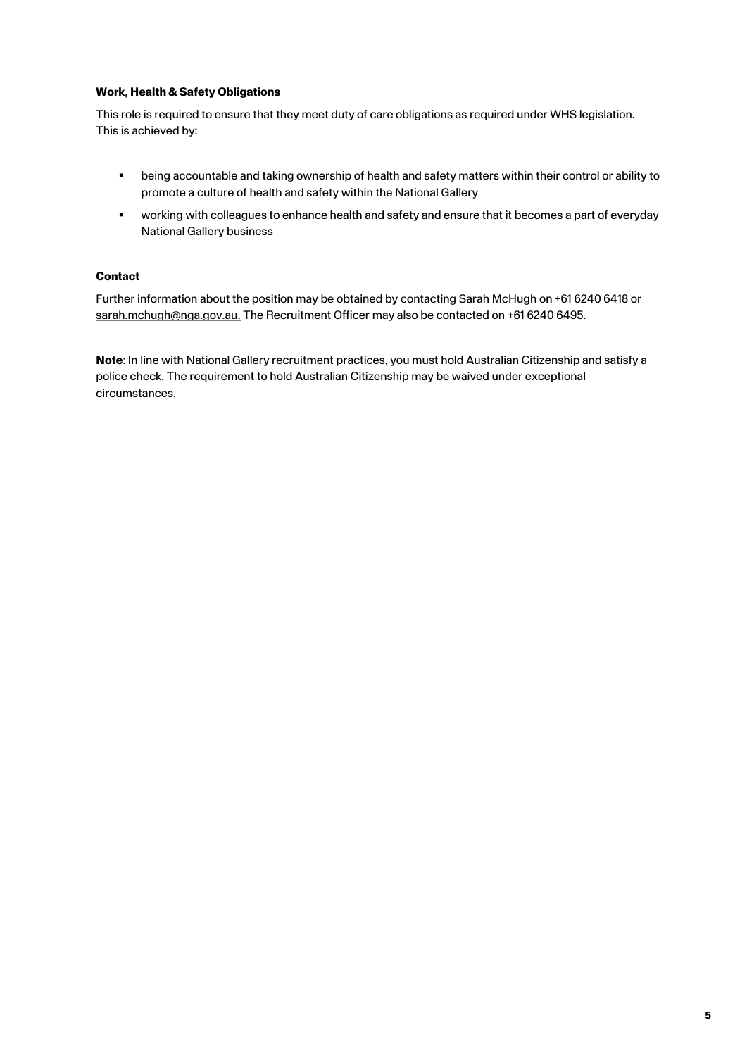**Work, Health & Safety Obligations**

This role is required to ensure that they meet duty of care obligations as required under WHS legislation. This is achieved by:

- being accountable and taking ownership of health and safety matters within their control or ability to promote a culture of health and safety within the National Gallery
- working with colleagues to enhance health and safety and ensure that it becomes a part of everyday National Gallery business

**Contact**

Further information about the position may be obtained by contacting Sarah McHugh on +61 6240 6418 or sarah.mchugh@nga.gov.au. The Recruitment Officer may also be contacted on +61 6240 6495.

**Note**: In line with National Gallery recruitment practices, you must hold Australian Citizenship and satisfy a police check. The requirement to hold Australian Citizenship may be waived under exceptional circumstances.